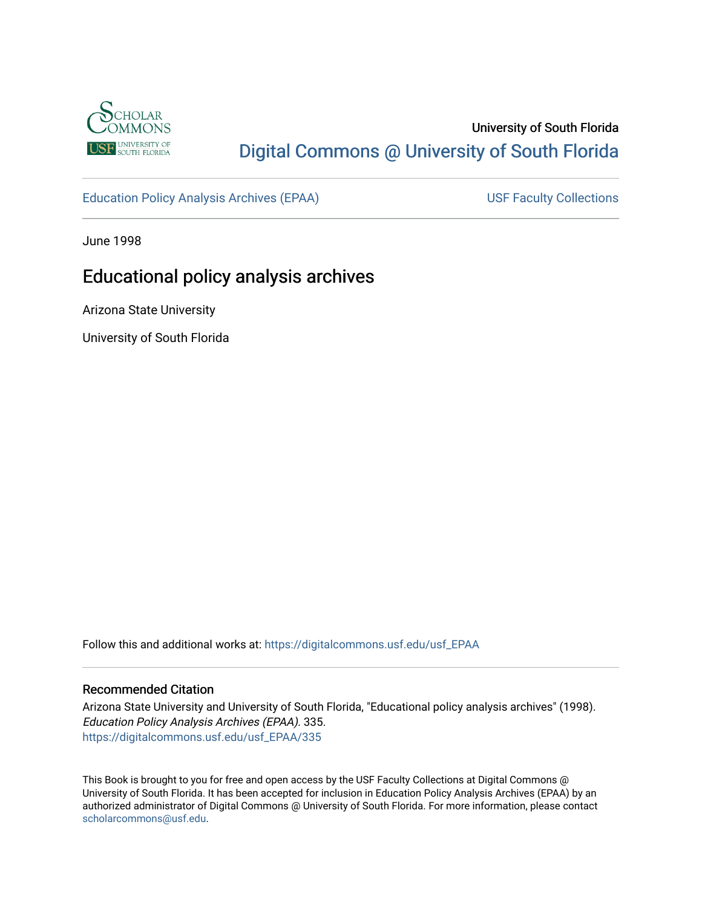University of South Florida

Digital Commons @ University of South Florida

Education Policy Analysis Archives (EPAA) | USF Faculty Collections

June 1998

# Educational policy analysis archives

Arizona State University

University of South Florida

Follow this and additional works at: https://digitalcommons.usf.edu/usf_EPAA

## Recommended Citation

Arizona State University and University of South Florida, "Educational policy analysis archives" (1998). *Education Policy Analysis Archives (EPAA)*. 335.
https://digitalcommons.usf.edu/usf_EPAA/335

This Book is brought to you for free and open access by the USF Faculty Collections at Digital Commons @ University of South Florida. It has been accepted for inclusion in Education Policy Analysis Archives (EPAA) by an authorized administrator of Digital Commons @ University of South Florida. For more information, please contact scholarcommons@usf.edu.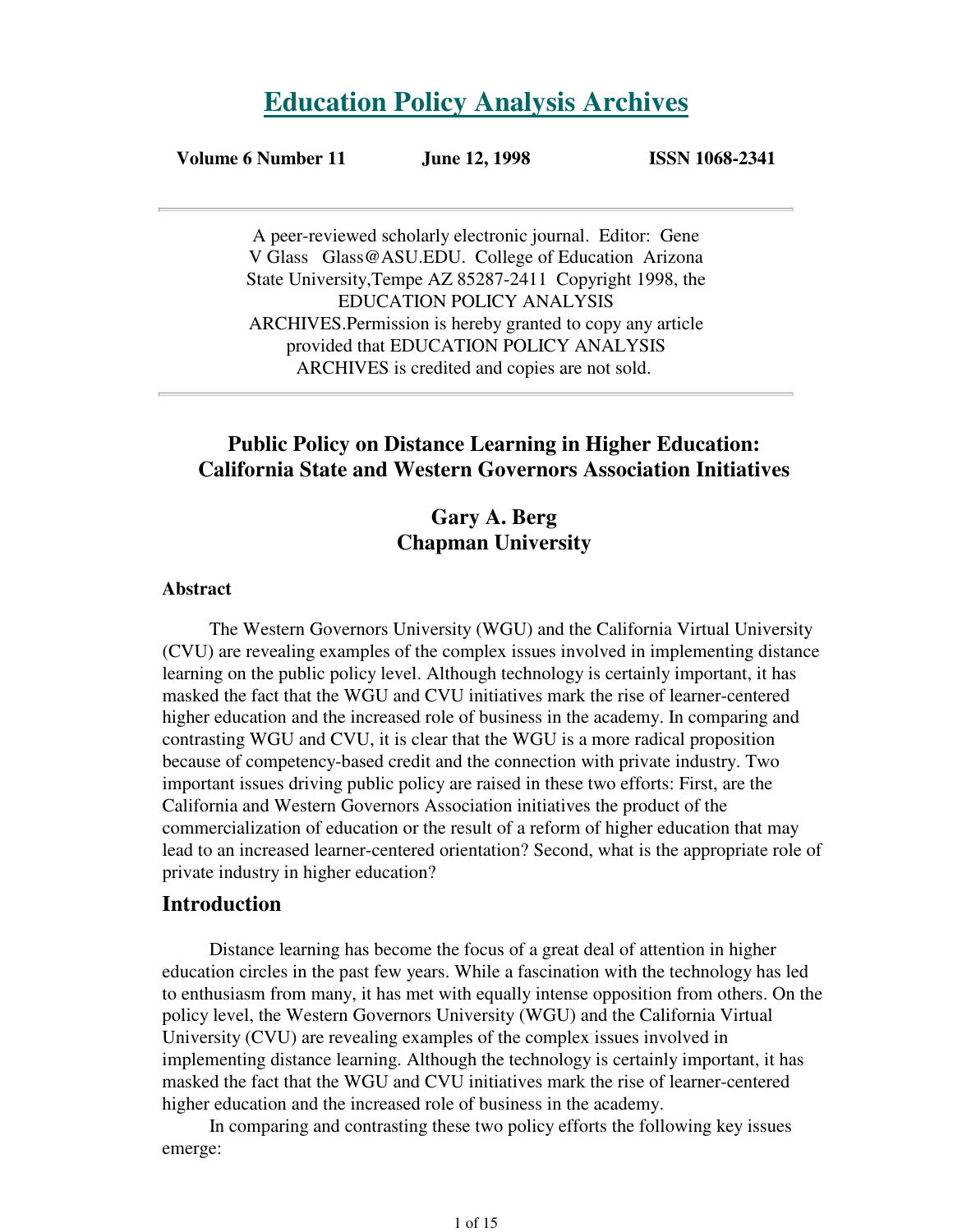# Education Policy Analysis Archives

**Volume 6 Number 11** **June 12, 1998** **ISSN 1068-2341**

---

A peer-reviewed scholarly electronic journal. Editor: Gene V Glass Glass@ASU.EDU. College of Education Arizona State University,Tempe AZ 85287-2411 Copyright 1998, the EDUCATION POLICY ANALYSIS ARCHIVES.Permission is hereby granted to copy any article provided that EDUCATION POLICY ANALYSIS ARCHIVES is credited and copies are not sold.

---

## Public Policy on Distance Learning in Higher Education: California State and Western Governors Association Initiatives

**Gary A. Berg**
**Chapman University**

### Abstract

The Western Governors University (WGU) and the California Virtual University (CVU) are revealing examples of the complex issues involved in implementing distance learning on the public policy level. Although technology is certainly important, it has masked the fact that the WGU and CVU initiatives mark the rise of learner-centered higher education and the increased role of business in the academy. In comparing and contrasting WGU and CVU, it is clear that the WGU is a more radical proposition because of competency-based credit and the connection with private industry. Two important issues driving public policy are raised in these two efforts: First, are the California and Western Governors Association initiatives the product of the commercialization of education or the result of a reform of higher education that may lead to an increased learner-centered orientation? Second, what is the appropriate role of private industry in higher education?

## Introduction

Distance learning has become the focus of a great deal of attention in higher education circles in the past few years. While a fascination with the technology has led to enthusiasm from many, it has met with equally intense opposition from others. On the policy level, the Western Governors University (WGU) and the California Virtual University (CVU) are revealing examples of the complex issues involved in implementing distance learning. Although the technology is certainly important, it has masked the fact that the WGU and CVU initiatives mark the rise of learner-centered higher education and the increased role of business in the academy.

In comparing and contrasting these two policy efforts the following key issues emerge: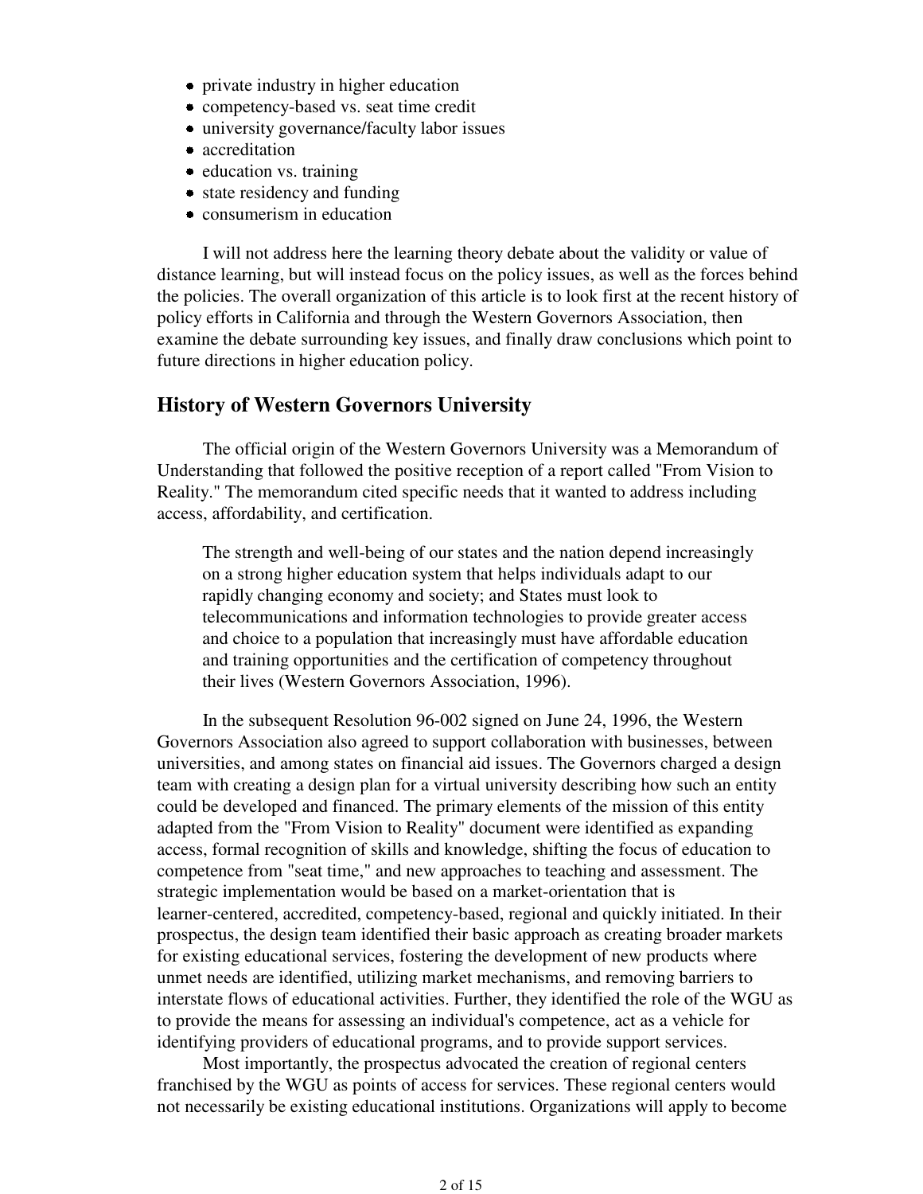- private industry in higher education
- competency-based vs. seat time credit
- university governance/faculty labor issues
- accreditation
- education vs. training
- state residency and funding
- consumerism in education

I will not address here the learning theory debate about the validity or value of distance learning, but will instead focus on the policy issues, as well as the forces behind the policies. The overall organization of this article is to look first at the recent history of policy efforts in California and through the Western Governors Association, then examine the debate surrounding key issues, and finally draw conclusions which point to future directions in higher education policy.

## History of Western Governors University

The official origin of the Western Governors University was a Memorandum of Understanding that followed the positive reception of a report called "From Vision to Reality." The memorandum cited specific needs that it wanted to address including access, affordability, and certification.

> The strength and well-being of our states and the nation depend increasingly on a strong higher education system that helps individuals adapt to our rapidly changing economy and society; and States must look to telecommunications and information technologies to provide greater access and choice to a population that increasingly must have affordable education and training opportunities and the certification of competency throughout their lives (Western Governors Association, 1996).

In the subsequent Resolution 96-002 signed on June 24, 1996, the Western Governors Association also agreed to support collaboration with businesses, between universities, and among states on financial aid issues. The Governors charged a design team with creating a design plan for a virtual university describing how such an entity could be developed and financed. The primary elements of the mission of this entity adapted from the "From Vision to Reality" document were identified as expanding access, formal recognition of skills and knowledge, shifting the focus of education to competence from "seat time," and new approaches to teaching and assessment. The strategic implementation would be based on a market-orientation that is learner-centered, accredited, competency-based, regional and quickly initiated. In their prospectus, the design team identified their basic approach as creating broader markets for existing educational services, fostering the development of new products where unmet needs are identified, utilizing market mechanisms, and removing barriers to interstate flows of educational activities. Further, they identified the role of the WGU as to provide the means for assessing an individual's competence, act as a vehicle for identifying providers of educational programs, and to provide support services.

Most importantly, the prospectus advocated the creation of regional centers franchised by the WGU as points of access for services. These regional centers would not necessarily be existing educational institutions. Organizations will apply to become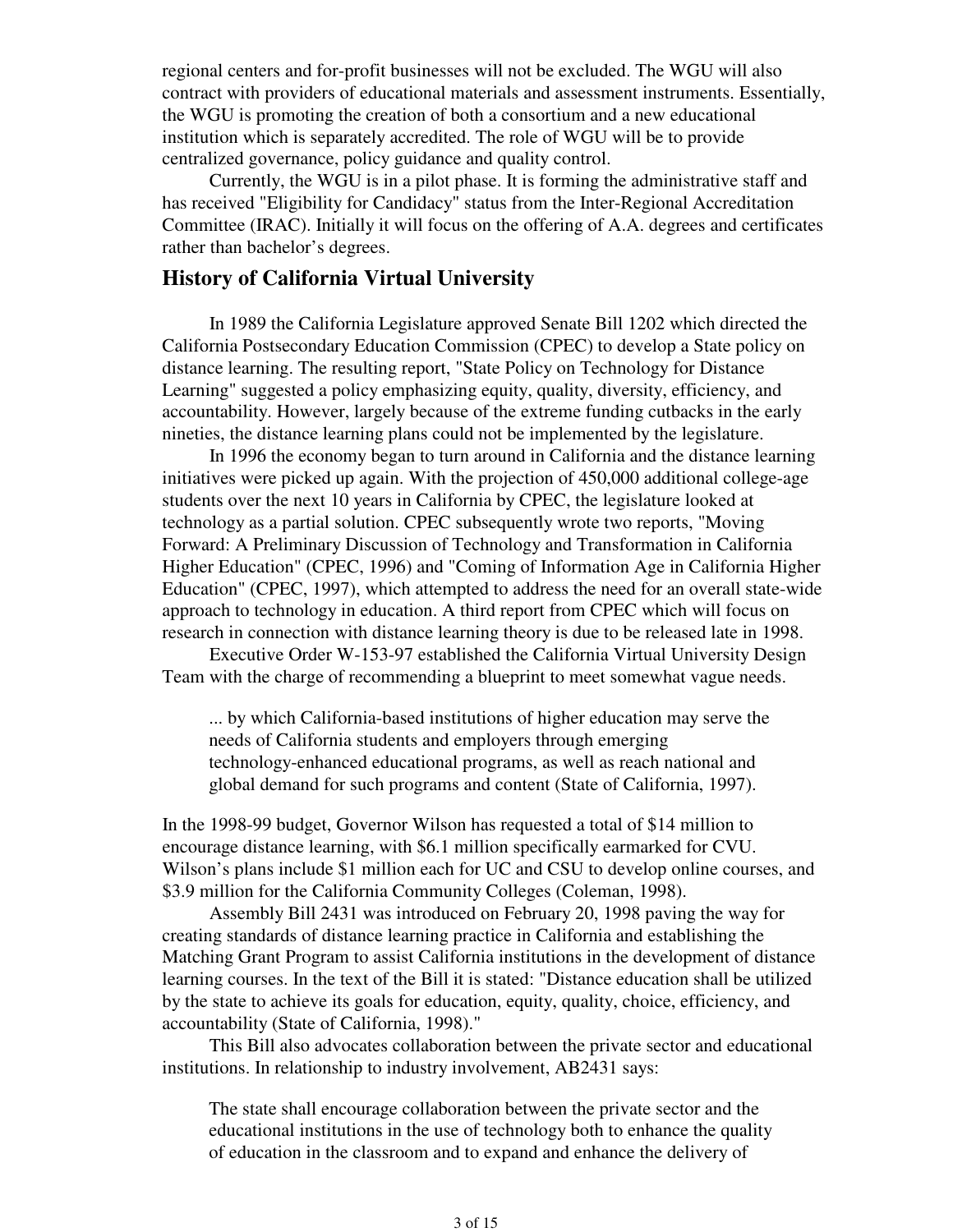regional centers and for-profit businesses will not be excluded. The WGU will also contract with providers of educational materials and assessment instruments. Essentially, the WGU is promoting the creation of both a consortium and a new educational institution which is separately accredited. The role of WGU will be to provide centralized governance, policy guidance and quality control.

Currently, the WGU is in a pilot phase. It is forming the administrative staff and has received "Eligibility for Candidacy" status from the Inter-Regional Accreditation Committee (IRAC). Initially it will focus on the offering of A.A. degrees and certificates rather than bachelor's degrees.

## History of California Virtual University

In 1989 the California Legislature approved Senate Bill 1202 which directed the California Postsecondary Education Commission (CPEC) to develop a State policy on distance learning. The resulting report, "State Policy on Technology for Distance Learning" suggested a policy emphasizing equity, quality, diversity, efficiency, and accountability. However, largely because of the extreme funding cutbacks in the early nineties, the distance learning plans could not be implemented by the legislature.

In 1996 the economy began to turn around in California and the distance learning initiatives were picked up again. With the projection of 450,000 additional college-age students over the next 10 years in California by CPEC, the legislature looked at technology as a partial solution. CPEC subsequently wrote two reports, "Moving Forward: A Preliminary Discussion of Technology and Transformation in California Higher Education" (CPEC, 1996) and "Coming of Information Age in California Higher Education" (CPEC, 1997), which attempted to address the need for an overall state-wide approach to technology in education. A third report from CPEC which will focus on research in connection with distance learning theory is due to be released late in 1998.

Executive Order W-153-97 established the California Virtual University Design Team with the charge of recommending a blueprint to meet somewhat vague needs.

> ... by which California-based institutions of higher education may serve the needs of California students and employers through emerging technology-enhanced educational programs, as well as reach national and global demand for such programs and content (State of California, 1997).

In the 1998-99 budget, Governor Wilson has requested a total of $14 million to encourage distance learning, with $6.1 million specifically earmarked for CVU. Wilson's plans include $1 million each for UC and CSU to develop online courses, and $3.9 million for the California Community Colleges (Coleman, 1998).

Assembly Bill 2431 was introduced on February 20, 1998 paving the way for creating standards of distance learning practice in California and establishing the Matching Grant Program to assist California institutions in the development of distance learning courses. In the text of the Bill it is stated: "Distance education shall be utilized by the state to achieve its goals for education, equity, quality, choice, efficiency, and accountability (State of California, 1998)."

This Bill also advocates collaboration between the private sector and educational institutions. In relationship to industry involvement, AB2431 says:

> The state shall encourage collaboration between the private sector and the educational institutions in the use of technology both to enhance the quality of education in the classroom and to expand and enhance the delivery of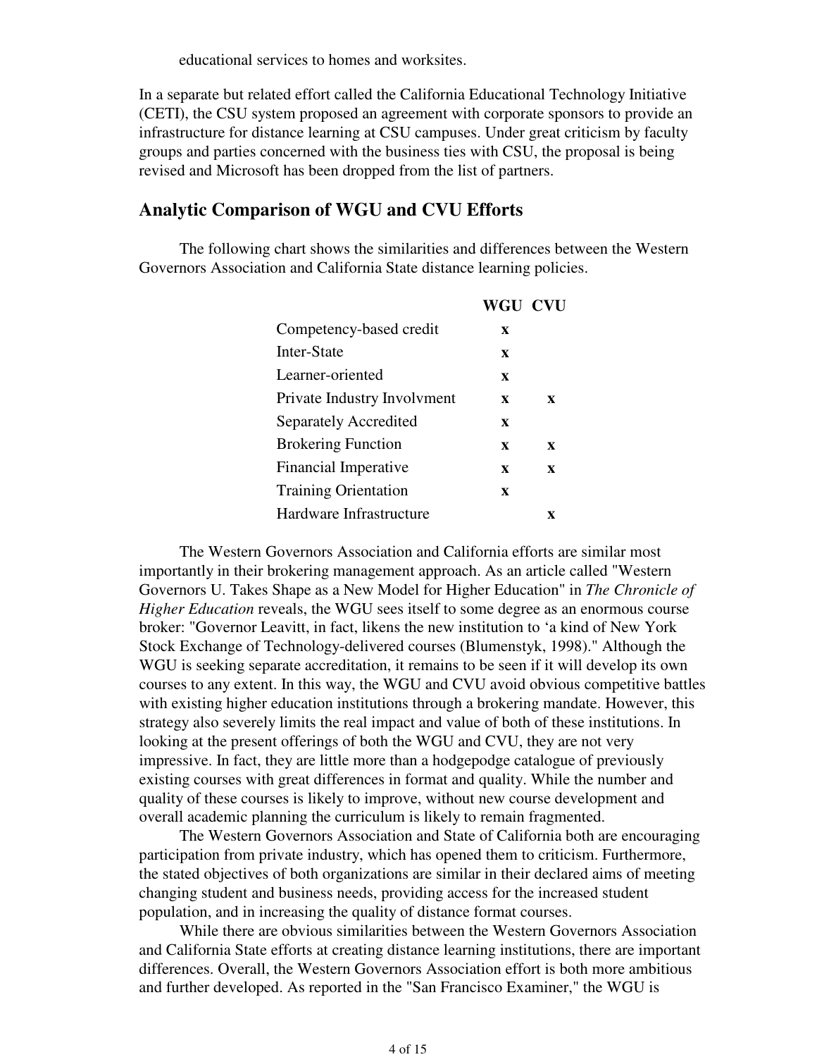educational services to homes and worksites.

In a separate but related effort called the California Educational Technology Initiative (CETI), the CSU system proposed an agreement with corporate sponsors to provide an infrastructure for distance learning at CSU campuses. Under great criticism by faculty groups and parties concerned with the business ties with CSU, the proposal is being revised and Microsoft has been dropped from the list of partners.

## Analytic Comparison of WGU and CVU Efforts

The following chart shows the similarities and differences between the Western Governors Association and California State distance learning policies.

| | WGU | CVU |
|---|---|---|
| Competency-based credit | x | |
| Inter-State | x | |
| Learner-oriented | x | |
| Private Industry Involvment | x | x |
| Separately Accredited | x | |
| Brokering Function | x | x |
| Financial Imperative | x | x |
| Training Orientation | x | |
| Hardware Infrastructure | | x |

The Western Governors Association and California efforts are similar most importantly in their brokering management approach. As an article called "Western Governors U. Takes Shape as a New Model for Higher Education" in *The Chronicle of Higher Education* reveals, the WGU sees itself to some degree as an enormous course broker: "Governor Leavitt, in fact, likens the new institution to 'a kind of New York Stock Exchange of Technology-delivered courses (Blumenstyk, 1998)." Although the WGU is seeking separate accreditation, it remains to be seen if it will develop its own courses to any extent. In this way, the WGU and CVU avoid obvious competitive battles with existing higher education institutions through a brokering mandate. However, this strategy also severely limits the real impact and value of both of these institutions. In looking at the present offerings of both the WGU and CVU, they are not very impressive. In fact, they are little more than a hodgepodge catalogue of previously existing courses with great differences in format and quality. While the number and quality of these courses is likely to improve, without new course development and overall academic planning the curriculum is likely to remain fragmented.

The Western Governors Association and State of California both are encouraging participation from private industry, which has opened them to criticism. Furthermore, the stated objectives of both organizations are similar in their declared aims of meeting changing student and business needs, providing access for the increased student population, and in increasing the quality of distance format courses.

While there are obvious similarities between the Western Governors Association and California State efforts at creating distance learning institutions, there are important differences. Overall, the Western Governors Association effort is both more ambitious and further developed. As reported in the "San Francisco Examiner," the WGU is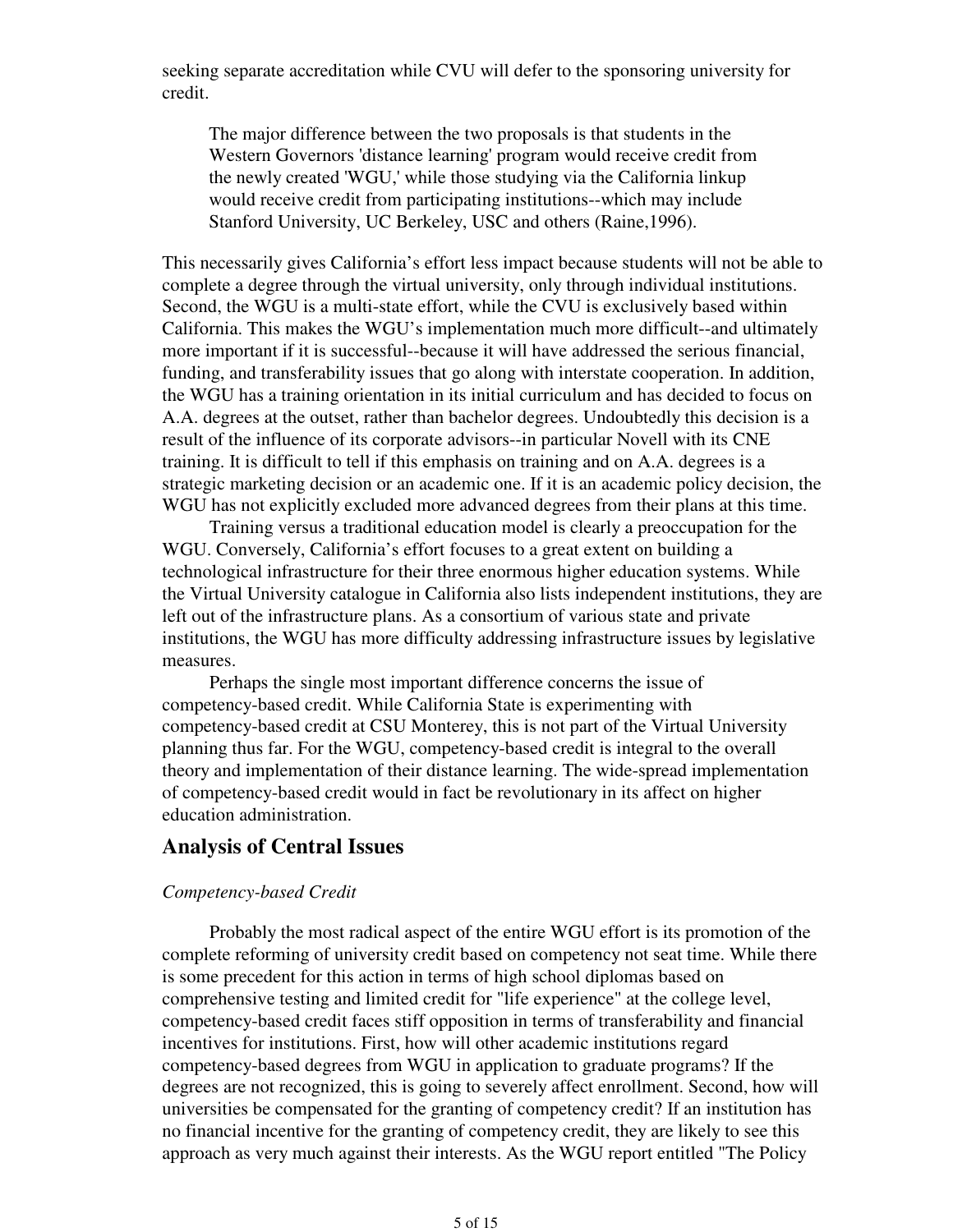seeking separate accreditation while CVU will defer to the sponsoring university for credit.

> The major difference between the two proposals is that students in the Western Governors 'distance learning' program would receive credit from the newly created 'WGU,' while those studying via the California linkup would receive credit from participating institutions--which may include Stanford University, UC Berkeley, USC and others (Raine,1996).

This necessarily gives California's effort less impact because students will not be able to complete a degree through the virtual university, only through individual institutions. Second, the WGU is a multi-state effort, while the CVU is exclusively based within California. This makes the WGU's implementation much more difficult--and ultimately more important if it is successful--because it will have addressed the serious financial, funding, and transferability issues that go along with interstate cooperation. In addition, the WGU has a training orientation in its initial curriculum and has decided to focus on A.A. degrees at the outset, rather than bachelor degrees. Undoubtedly this decision is a result of the influence of its corporate advisors--in particular Novell with its CNE training. It is difficult to tell if this emphasis on training and on A.A. degrees is a strategic marketing decision or an academic one. If it is an academic policy decision, the WGU has not explicitly excluded more advanced degrees from their plans at this time.

Training versus a traditional education model is clearly a preoccupation for the WGU. Conversely, California's effort focuses to a great extent on building a technological infrastructure for their three enormous higher education systems. While the Virtual University catalogue in California also lists independent institutions, they are left out of the infrastructure plans. As a consortium of various state and private institutions, the WGU has more difficulty addressing infrastructure issues by legislative measures.

Perhaps the single most important difference concerns the issue of competency-based credit. While California State is experimenting with competency-based credit at CSU Monterey, this is not part of the Virtual University planning thus far. For the WGU, competency-based credit is integral to the overall theory and implementation of their distance learning. The wide-spread implementation of competency-based credit would in fact be revolutionary in its affect on higher education administration.

## Analysis of Central Issues

*Competency-based Credit*

Probably the most radical aspect of the entire WGU effort is its promotion of the complete reforming of university credit based on competency not seat time. While there is some precedent for this action in terms of high school diplomas based on comprehensive testing and limited credit for "life experience" at the college level, competency-based credit faces stiff opposition in terms of transferability and financial incentives for institutions. First, how will other academic institutions regard competency-based degrees from WGU in application to graduate programs? If the degrees are not recognized, this is going to severely affect enrollment. Second, how will universities be compensated for the granting of competency credit? If an institution has no financial incentive for the granting of competency credit, they are likely to see this approach as very much against their interests. As the WGU report entitled "The Policy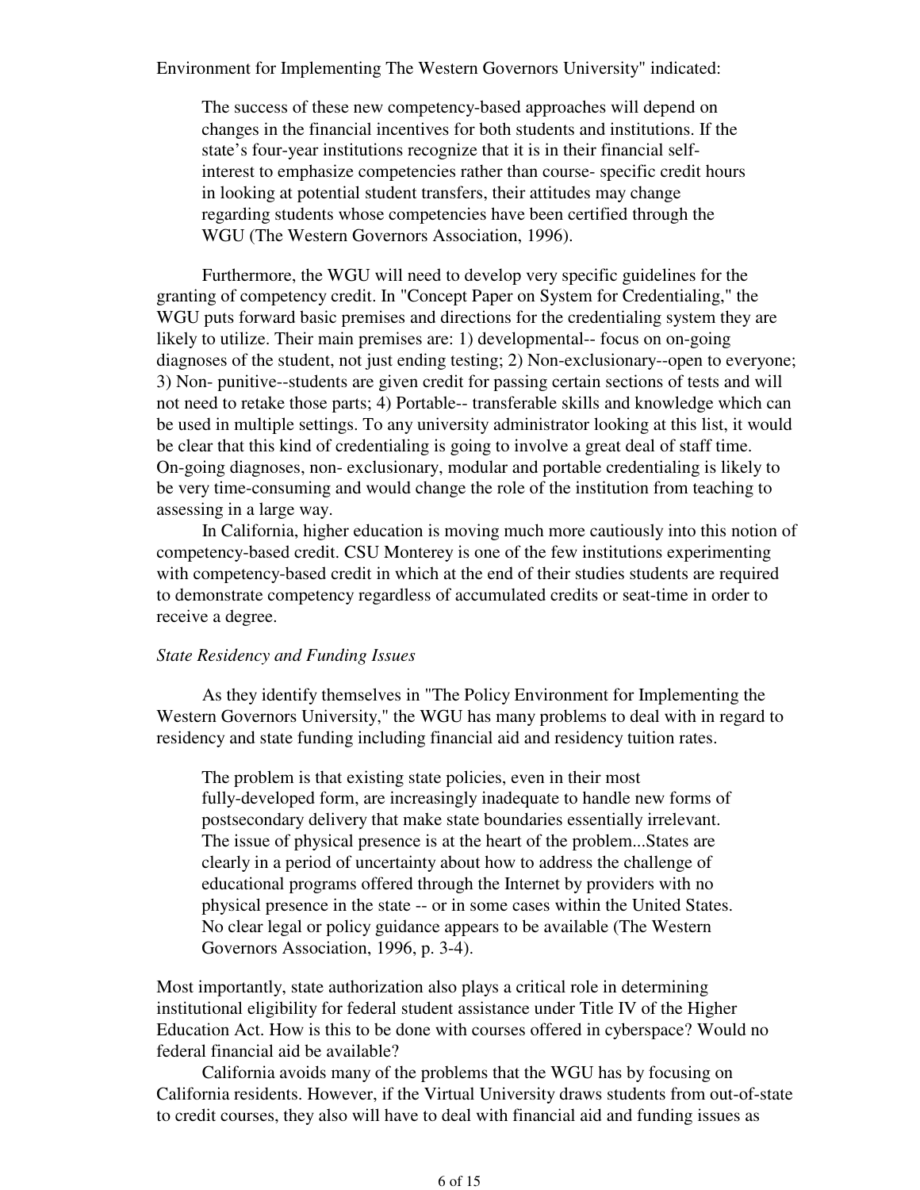Environment for Implementing The Western Governors University" indicated:

> The success of these new competency-based approaches will depend on changes in the financial incentives for both students and institutions. If the state's four-year institutions recognize that it is in their financial self-interest to emphasize competencies rather than course- specific credit hours in looking at potential student transfers, their attitudes may change regarding students whose competencies have been certified through the WGU (The Western Governors Association, 1996).

Furthermore, the WGU will need to develop very specific guidelines for the granting of competency credit. In "Concept Paper on System for Credentialing," the WGU puts forward basic premises and directions for the credentialing system they are likely to utilize. Their main premises are: 1) developmental-- focus on on-going diagnoses of the student, not just ending testing; 2) Non-exclusionary--open to everyone; 3) Non- punitive--students are given credit for passing certain sections of tests and will not need to retake those parts; 4) Portable-- transferable skills and knowledge which can be used in multiple settings. To any university administrator looking at this list, it would be clear that this kind of credentialing is going to involve a great deal of staff time. On-going diagnoses, non- exclusionary, modular and portable credentialing is likely to be very time-consuming and would change the role of the institution from teaching to assessing in a large way.

In California, higher education is moving much more cautiously into this notion of competency-based credit. CSU Monterey is one of the few institutions experimenting with competency-based credit in which at the end of their studies students are required to demonstrate competency regardless of accumulated credits or seat-time in order to receive a degree.

*State Residency and Funding Issues*

As they identify themselves in "The Policy Environment for Implementing the Western Governors University," the WGU has many problems to deal with in regard to residency and state funding including financial aid and residency tuition rates.

> The problem is that existing state policies, even in their most fully-developed form, are increasingly inadequate to handle new forms of postsecondary delivery that make state boundaries essentially irrelevant. The issue of physical presence is at the heart of the problem...States are clearly in a period of uncertainty about how to address the challenge of educational programs offered through the Internet by providers with no physical presence in the state -- or in some cases within the United States. No clear legal or policy guidance appears to be available (The Western Governors Association, 1996, p. 3-4).

Most importantly, state authorization also plays a critical role in determining institutional eligibility for federal student assistance under Title IV of the Higher Education Act. How is this to be done with courses offered in cyberspace? Would no federal financial aid be available?

California avoids many of the problems that the WGU has by focusing on California residents. However, if the Virtual University draws students from out-of-state to credit courses, they also will have to deal with financial aid and funding issues as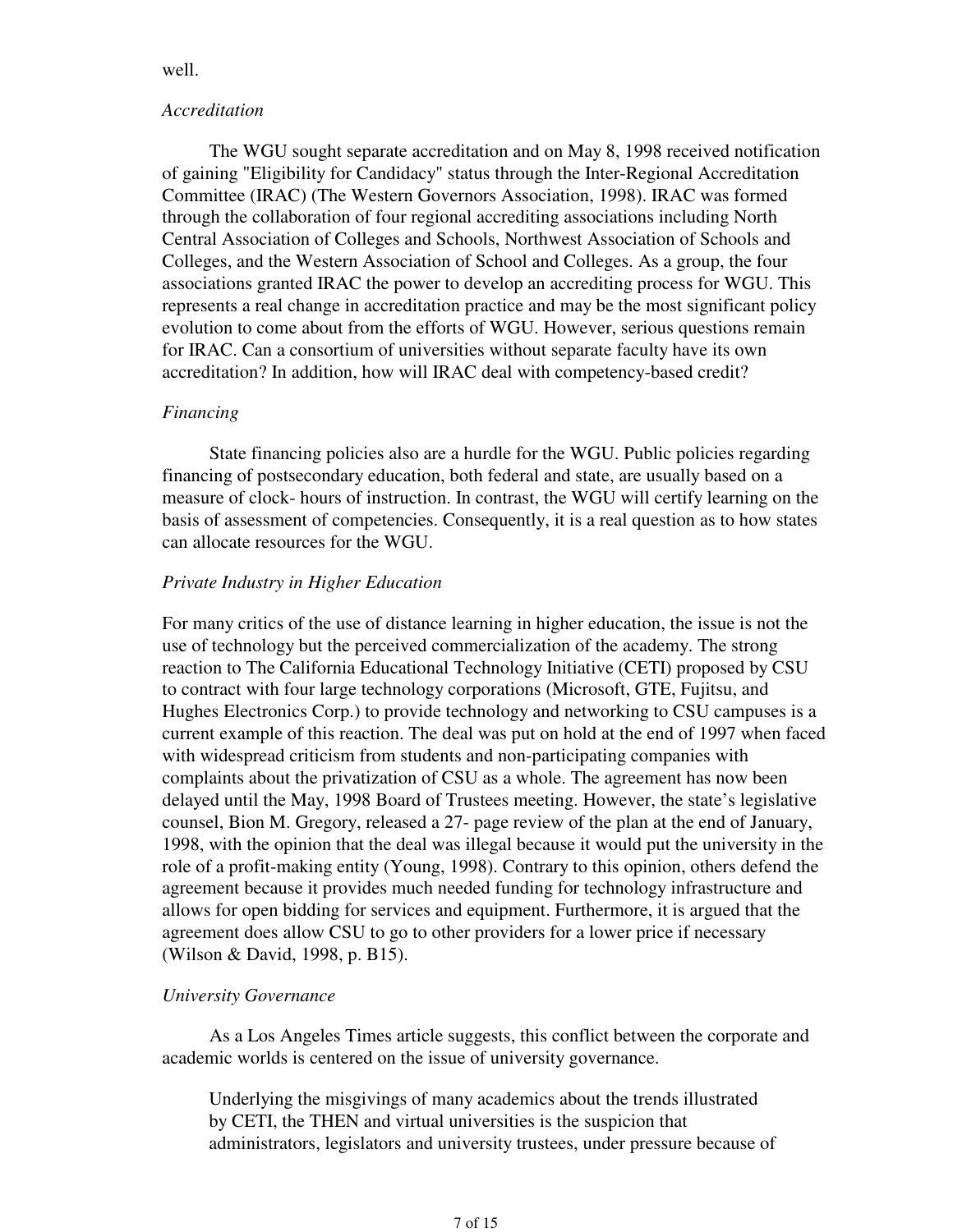well.

*Accreditation*

The WGU sought separate accreditation and on May 8, 1998 received notification of gaining "Eligibility for Candidacy" status through the Inter-Regional Accreditation Committee (IRAC) (The Western Governors Association, 1998). IRAC was formed through the collaboration of four regional accrediting associations including North Central Association of Colleges and Schools, Northwest Association of Schools and Colleges, and the Western Association of School and Colleges. As a group, the four associations granted IRAC the power to develop an accrediting process for WGU. This represents a real change in accreditation practice and may be the most significant policy evolution to come about from the efforts of WGU. However, serious questions remain for IRAC. Can a consortium of universities without separate faculty have its own accreditation? In addition, how will IRAC deal with competency-based credit?

*Financing*

State financing policies also are a hurdle for the WGU. Public policies regarding financing of postsecondary education, both federal and state, are usually based on a measure of clock- hours of instruction. In contrast, the WGU will certify learning on the basis of assessment of competencies. Consequently, it is a real question as to how states can allocate resources for the WGU.

*Private Industry in Higher Education*

For many critics of the use of distance learning in higher education, the issue is not the use of technology but the perceived commercialization of the academy. The strong reaction to The California Educational Technology Initiative (CETI) proposed by CSU to contract with four large technology corporations (Microsoft, GTE, Fujitsu, and Hughes Electronics Corp.) to provide technology and networking to CSU campuses is a current example of this reaction. The deal was put on hold at the end of 1997 when faced with widespread criticism from students and non-participating companies with complaints about the privatization of CSU as a whole. The agreement has now been delayed until the May, 1998 Board of Trustees meeting. However, the state's legislative counsel, Bion M. Gregory, released a 27- page review of the plan at the end of January, 1998, with the opinion that the deal was illegal because it would put the university in the role of a profit-making entity (Young, 1998). Contrary to this opinion, others defend the agreement because it provides much needed funding for technology infrastructure and allows for open bidding for services and equipment. Furthermore, it is argued that the agreement does allow CSU to go to other providers for a lower price if necessary (Wilson & David, 1998, p. B15).

*University Governance*

As a Los Angeles Times article suggests, this conflict between the corporate and academic worlds is centered on the issue of university governance.

> Underlying the misgivings of many academics about the trends illustrated by CETI, the THEN and virtual universities is the suspicion that administrators, legislators and university trustees, under pressure because of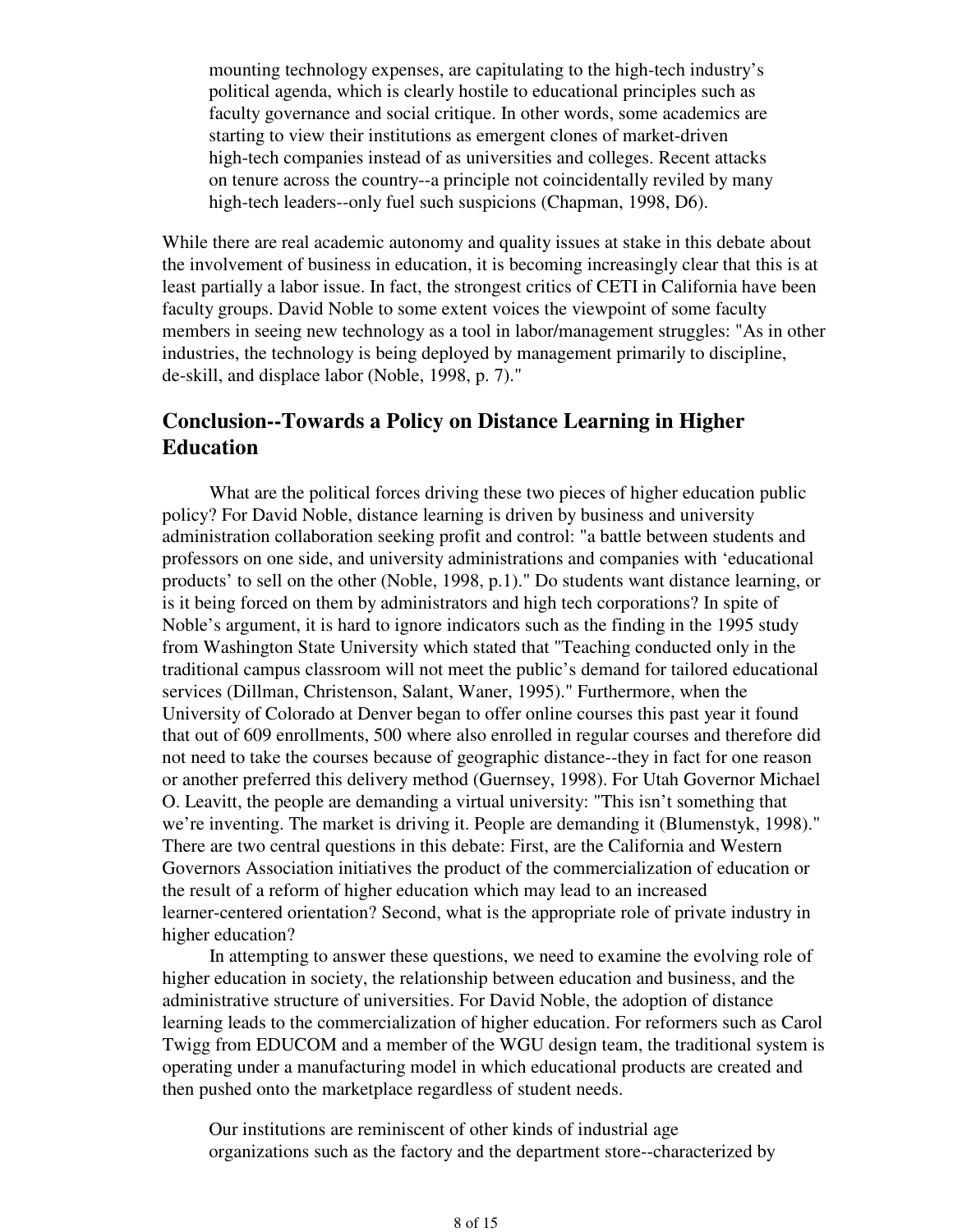> mounting technology expenses, are capitulating to the high-tech industry's political agenda, which is clearly hostile to educational principles such as faculty governance and social critique. In other words, some academics are starting to view their institutions as emergent clones of market-driven high-tech companies instead of as universities and colleges. Recent attacks on tenure across the country--a principle not coincidentally reviled by many high-tech leaders--only fuel such suspicions (Chapman, 1998, D6).

While there are real academic autonomy and quality issues at stake in this debate about the involvement of business in education, it is becoming increasingly clear that this is at least partially a labor issue. In fact, the strongest critics of CETI in California have been faculty groups. David Noble to some extent voices the viewpoint of some faculty members in seeing new technology as a tool in labor/management struggles: "As in other industries, the technology is being deployed by management primarily to discipline, de-skill, and displace labor (Noble, 1998, p. 7)."

## Conclusion--Towards a Policy on Distance Learning in Higher Education

What are the political forces driving these two pieces of higher education public policy? For David Noble, distance learning is driven by business and university administration collaboration seeking profit and control: "a battle between students and professors on one side, and university administrations and companies with 'educational products' to sell on the other (Noble, 1998, p.1)." Do students want distance learning, or is it being forced on them by administrators and high tech corporations? In spite of Noble's argument, it is hard to ignore indicators such as the finding in the 1995 study from Washington State University which stated that "Teaching conducted only in the traditional campus classroom will not meet the public's demand for tailored educational services (Dillman, Christenson, Salant, Waner, 1995)." Furthermore, when the University of Colorado at Denver began to offer online courses this past year it found that out of 609 enrollments, 500 where also enrolled in regular courses and therefore did not need to take the courses because of geographic distance--they in fact for one reason or another preferred this delivery method (Guernsey, 1998). For Utah Governor Michael O. Leavitt, the people are demanding a virtual university: "This isn't something that we're inventing. The market is driving it. People are demanding it (Blumenstyk, 1998)." There are two central questions in this debate: First, are the California and Western Governors Association initiatives the product of the commercialization of education or the result of a reform of higher education which may lead to an increased learner-centered orientation? Second, what is the appropriate role of private industry in higher education?

In attempting to answer these questions, we need to examine the evolving role of higher education in society, the relationship between education and business, and the administrative structure of universities. For David Noble, the adoption of distance learning leads to the commercialization of higher education. For reformers such as Carol Twigg from EDUCOM and a member of the WGU design team, the traditional system is operating under a manufacturing model in which educational products are created and then pushed onto the marketplace regardless of student needs.

> Our institutions are reminiscent of other kinds of industrial age organizations such as the factory and the department store--characterized by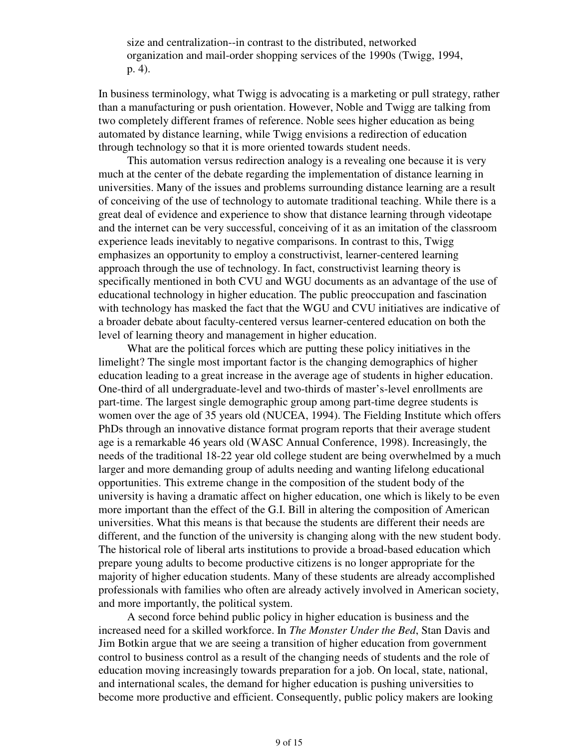> size and centralization--in contrast to the distributed, networked organization and mail-order shopping services of the 1990s (Twigg, 1994, p. 4).

In business terminology, what Twigg is advocating is a marketing or pull strategy, rather than a manufacturing or push orientation. However, Noble and Twigg are talking from two completely different frames of reference. Noble sees higher education as being automated by distance learning, while Twigg envisions a redirection of education through technology so that it is more oriented towards student needs.

This automation versus redirection analogy is a revealing one because it is very much at the center of the debate regarding the implementation of distance learning in universities. Many of the issues and problems surrounding distance learning are a result of conceiving of the use of technology to automate traditional teaching. While there is a great deal of evidence and experience to show that distance learning through videotape and the internet can be very successful, conceiving of it as an imitation of the classroom experience leads inevitably to negative comparisons. In contrast to this, Twigg emphasizes an opportunity to employ a constructivist, learner-centered learning approach through the use of technology. In fact, constructivist learning theory is specifically mentioned in both CVU and WGU documents as an advantage of the use of educational technology in higher education. The public preoccupation and fascination with technology has masked the fact that the WGU and CVU initiatives are indicative of a broader debate about faculty-centered versus learner-centered education on both the level of learning theory and management in higher education.

What are the political forces which are putting these policy initiatives in the limelight? The single most important factor is the changing demographics of higher education leading to a great increase in the average age of students in higher education. One-third of all undergraduate-level and two-thirds of master's-level enrollments are part-time. The largest single demographic group among part-time degree students is women over the age of 35 years old (NUCEA, 1994). The Fielding Institute which offers PhDs through an innovative distance format program reports that their average student age is a remarkable 46 years old (WASC Annual Conference, 1998). Increasingly, the needs of the traditional 18-22 year old college student are being overwhelmed by a much larger and more demanding group of adults needing and wanting lifelong educational opportunities. This extreme change in the composition of the student body of the university is having a dramatic affect on higher education, one which is likely to be even more important than the effect of the G.I. Bill in altering the composition of American universities. What this means is that because the students are different their needs are different, and the function of the university is changing along with the new student body. The historical role of liberal arts institutions to provide a broad-based education which prepare young adults to become productive citizens is no longer appropriate for the majority of higher education students. Many of these students are already accomplished professionals with families who often are already actively involved in American society, and more importantly, the political system.

A second force behind public policy in higher education is business and the increased need for a skilled workforce. In *The Monster Under the Bed*, Stan Davis and Jim Botkin argue that we are seeing a transition of higher education from government control to business control as a result of the changing needs of students and the role of education moving increasingly towards preparation for a job. On local, state, national, and international scales, the demand for higher education is pushing universities to become more productive and efficient. Consequently, public policy makers are looking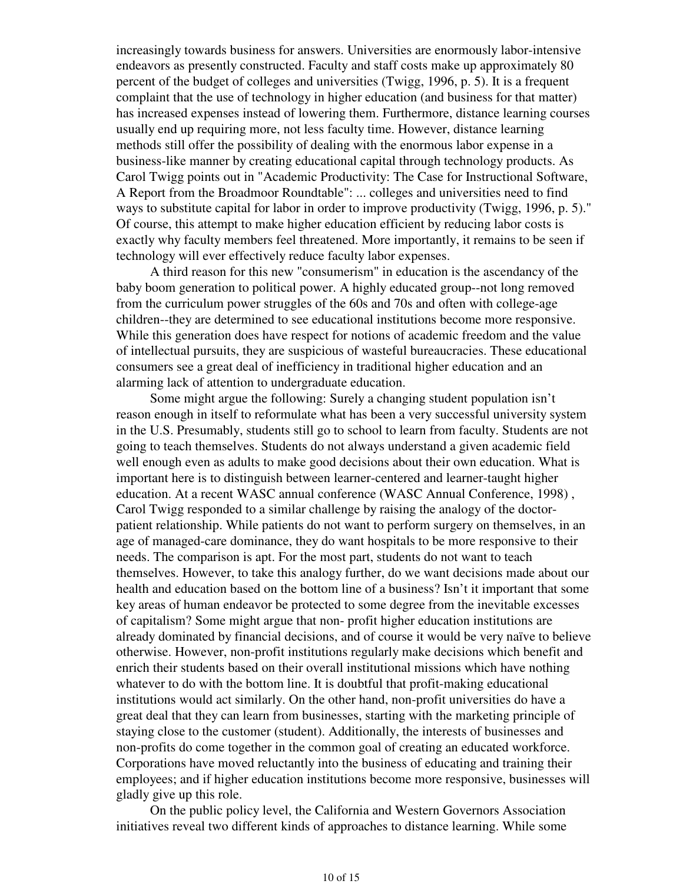increasingly towards business for answers. Universities are enormously labor-intensive endeavors as presently constructed. Faculty and staff costs make up approximately 80 percent of the budget of colleges and universities (Twigg, 1996, p. 5). It is a frequent complaint that the use of technology in higher education (and business for that matter) has increased expenses instead of lowering them. Furthermore, distance learning courses usually end up requiring more, not less faculty time. However, distance learning methods still offer the possibility of dealing with the enormous labor expense in a business-like manner by creating educational capital through technology products. As Carol Twigg points out in "Academic Productivity: The Case for Instructional Software, A Report from the Broadmoor Roundtable": ... colleges and universities need to find ways to substitute capital for labor in order to improve productivity (Twigg, 1996, p. 5)." Of course, this attempt to make higher education efficient by reducing labor costs is exactly why faculty members feel threatened. More importantly, it remains to be seen if technology will ever effectively reduce faculty labor expenses.

A third reason for this new "consumerism" in education is the ascendancy of the baby boom generation to political power. A highly educated group--not long removed from the curriculum power struggles of the 60s and 70s and often with college-age children--they are determined to see educational institutions become more responsive. While this generation does have respect for notions of academic freedom and the value of intellectual pursuits, they are suspicious of wasteful bureaucracies. These educational consumers see a great deal of inefficiency in traditional higher education and an alarming lack of attention to undergraduate education.

Some might argue the following: Surely a changing student population isn't reason enough in itself to reformulate what has been a very successful university system in the U.S. Presumably, students still go to school to learn from faculty. Students are not going to teach themselves. Students do not always understand a given academic field well enough even as adults to make good decisions about their own education. What is important here is to distinguish between learner-centered and learner-taught higher education. At a recent WASC annual conference (WASC Annual Conference, 1998) , Carol Twigg responded to a similar challenge by raising the analogy of the doctor-patient relationship. While patients do not want to perform surgery on themselves, in an age of managed-care dominance, they do want hospitals to be more responsive to their needs. The comparison is apt. For the most part, students do not want to teach themselves. However, to take this analogy further, do we want decisions made about our health and education based on the bottom line of a business? Isn't it important that some key areas of human endeavor be protected to some degree from the inevitable excesses of capitalism? Some might argue that non- profit higher education institutions are already dominated by financial decisions, and of course it would be very naïve to believe otherwise. However, non-profit institutions regularly make decisions which benefit and enrich their students based on their overall institutional missions which have nothing whatever to do with the bottom line. It is doubtful that profit-making educational institutions would act similarly. On the other hand, non-profit universities do have a great deal that they can learn from businesses, starting with the marketing principle of staying close to the customer (student). Additionally, the interests of businesses and non-profits do come together in the common goal of creating an educated workforce. Corporations have moved reluctantly into the business of educating and training their employees; and if higher education institutions become more responsive, businesses will gladly give up this role.

On the public policy level, the California and Western Governors Association initiatives reveal two different kinds of approaches to distance learning. While some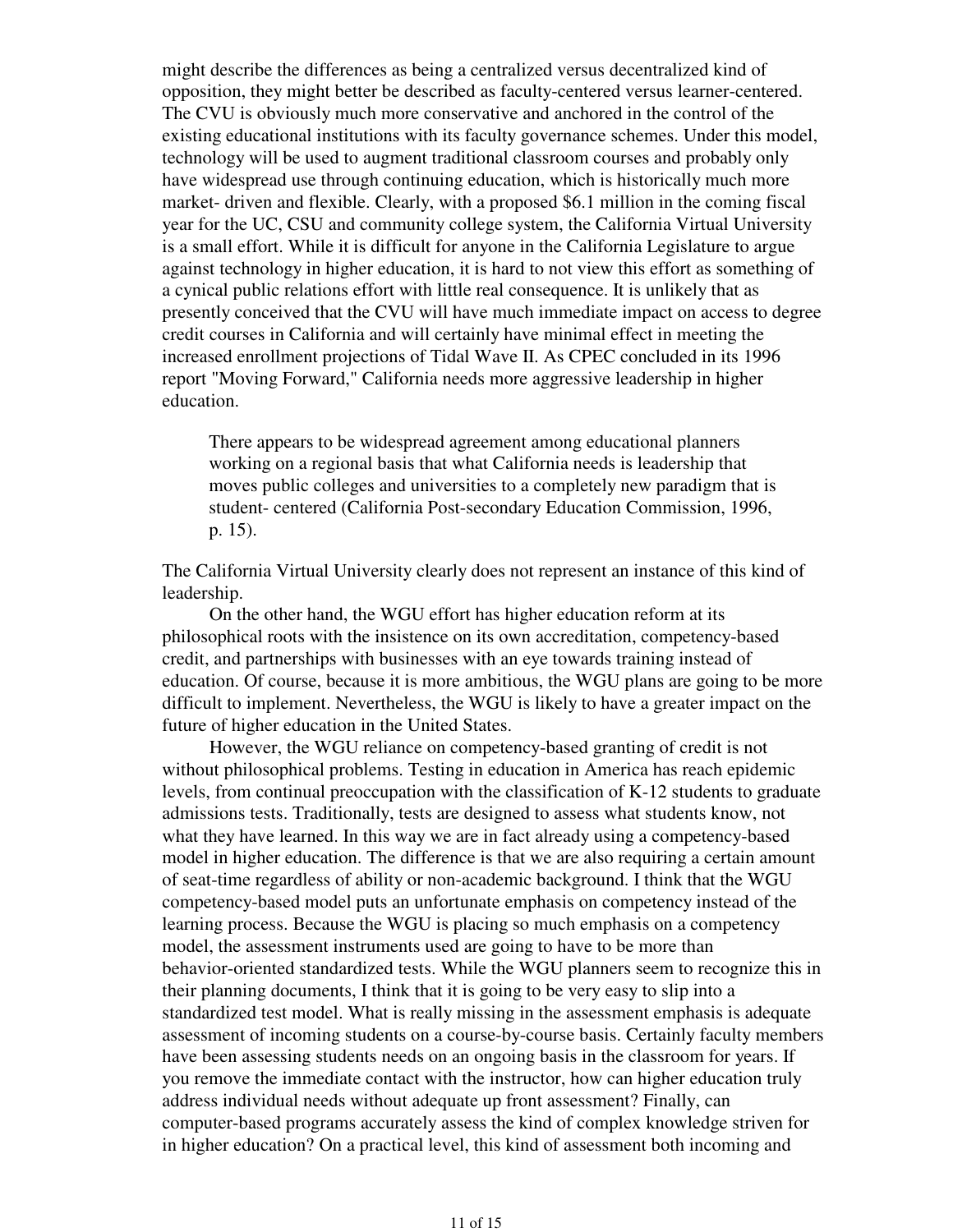might describe the differences as being a centralized versus decentralized kind of opposition, they might better be described as faculty-centered versus learner-centered. The CVU is obviously much more conservative and anchored in the control of the existing educational institutions with its faculty governance schemes. Under this model, technology will be used to augment traditional classroom courses and probably only have widespread use through continuing education, which is historically much more market- driven and flexible. Clearly, with a proposed $6.1 million in the coming fiscal year for the UC, CSU and community college system, the California Virtual University is a small effort. While it is difficult for anyone in the California Legislature to argue against technology in higher education, it is hard to not view this effort as something of a cynical public relations effort with little real consequence. It is unlikely that as presently conceived that the CVU will have much immediate impact on access to degree credit courses in California and will certainly have minimal effect in meeting the increased enrollment projections of Tidal Wave II. As CPEC concluded in its 1996 report "Moving Forward," California needs more aggressive leadership in higher education.

> There appears to be widespread agreement among educational planners working on a regional basis that what California needs is leadership that moves public colleges and universities to a completely new paradigm that is student- centered (California Post-secondary Education Commission, 1996, p. 15).

The California Virtual University clearly does not represent an instance of this kind of leadership.

On the other hand, the WGU effort has higher education reform at its philosophical roots with the insistence on its own accreditation, competency-based credit, and partnerships with businesses with an eye towards training instead of education. Of course, because it is more ambitious, the WGU plans are going to be more difficult to implement. Nevertheless, the WGU is likely to have a greater impact on the future of higher education in the United States.

However, the WGU reliance on competency-based granting of credit is not without philosophical problems. Testing in education in America has reach epidemic levels, from continual preoccupation with the classification of K-12 students to graduate admissions tests. Traditionally, tests are designed to assess what students know, not what they have learned. In this way we are in fact already using a competency-based model in higher education. The difference is that we are also requiring a certain amount of seat-time regardless of ability or non-academic background. I think that the WGU competency-based model puts an unfortunate emphasis on competency instead of the learning process. Because the WGU is placing so much emphasis on a competency model, the assessment instruments used are going to have to be more than behavior-oriented standardized tests. While the WGU planners seem to recognize this in their planning documents, I think that it is going to be very easy to slip into a standardized test model. What is really missing in the assessment emphasis is adequate assessment of incoming students on a course-by-course basis. Certainly faculty members have been assessing students needs on an ongoing basis in the classroom for years. If you remove the immediate contact with the instructor, how can higher education truly address individual needs without adequate up front assessment? Finally, can computer-based programs accurately assess the kind of complex knowledge striven for in higher education? On a practical level, this kind of assessment both incoming and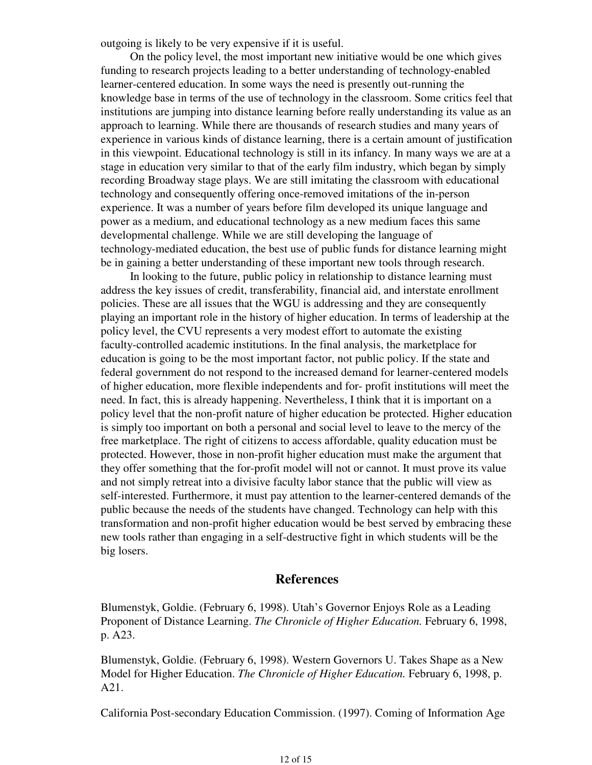outgoing is likely to be very expensive if it is useful.

On the policy level, the most important new initiative would be one which gives funding to research projects leading to a better understanding of technology-enabled learner-centered education. In some ways the need is presently out-running the knowledge base in terms of the use of technology in the classroom. Some critics feel that institutions are jumping into distance learning before really understanding its value as an approach to learning. While there are thousands of research studies and many years of experience in various kinds of distance learning, there is a certain amount of justification in this viewpoint. Educational technology is still in its infancy. In many ways we are at a stage in education very similar to that of the early film industry, which began by simply recording Broadway stage plays. We are still imitating the classroom with educational technology and consequently offering once-removed imitations of the in-person experience. It was a number of years before film developed its unique language and power as a medium, and educational technology as a new medium faces this same developmental challenge. While we are still developing the language of technology-mediated education, the best use of public funds for distance learning might be in gaining a better understanding of these important new tools through research.

In looking to the future, public policy in relationship to distance learning must address the key issues of credit, transferability, financial aid, and interstate enrollment policies. These are all issues that the WGU is addressing and they are consequently playing an important role in the history of higher education. In terms of leadership at the policy level, the CVU represents a very modest effort to automate the existing faculty-controlled academic institutions. In the final analysis, the marketplace for education is going to be the most important factor, not public policy. If the state and federal government do not respond to the increased demand for learner-centered models of higher education, more flexible independents and for- profit institutions will meet the need. In fact, this is already happening. Nevertheless, I think that it is important on a policy level that the non-profit nature of higher education be protected. Higher education is simply too important on both a personal and social level to leave to the mercy of the free marketplace. The right of citizens to access affordable, quality education must be protected. However, those in non-profit higher education must make the argument that they offer something that the for-profit model will not or cannot. It must prove its value and not simply retreat into a divisive faculty labor stance that the public will view as self-interested. Furthermore, it must pay attention to the learner-centered demands of the public because the needs of the students have changed. Technology can help with this transformation and non-profit higher education would be best served by embracing these new tools rather than engaging in a self-destructive fight in which students will be the big losers.

## References

Blumenstyk, Goldie. (February 6, 1998). Utah's Governor Enjoys Role as a Leading Proponent of Distance Learning. *The Chronicle of Higher Education.* February 6, 1998, p. A23.

Blumenstyk, Goldie. (February 6, 1998). Western Governors U. Takes Shape as a New Model for Higher Education. *The Chronicle of Higher Education.* February 6, 1998, p. A21.

California Post-secondary Education Commission. (1997). Coming of Information Age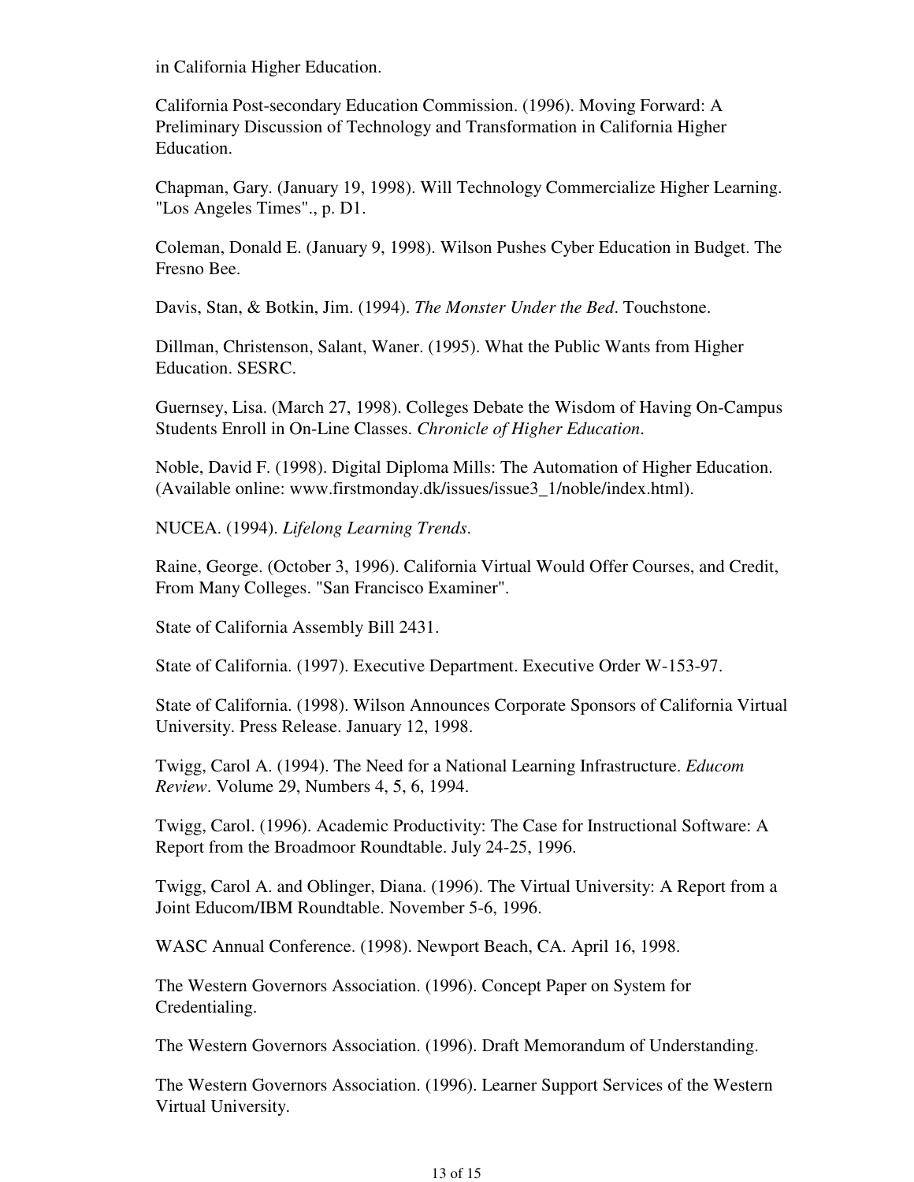in California Higher Education.

California Post-secondary Education Commission. (1996). Moving Forward: A Preliminary Discussion of Technology and Transformation in California Higher Education.

Chapman, Gary. (January 19, 1998). Will Technology Commercialize Higher Learning. "Los Angeles Times"., p. D1.

Coleman, Donald E. (January 9, 1998). Wilson Pushes Cyber Education in Budget. The Fresno Bee.

Davis, Stan, & Botkin, Jim. (1994). *The Monster Under the Bed*. Touchstone.

Dillman, Christenson, Salant, Waner. (1995). What the Public Wants from Higher Education. SESRC.

Guernsey, Lisa. (March 27, 1998). Colleges Debate the Wisdom of Having On-Campus Students Enroll in On-Line Classes. *Chronicle of Higher Education*.

Noble, David F. (1998). Digital Diploma Mills: The Automation of Higher Education. (Available online: www.firstmonday.dk/issues/issue3_1/noble/index.html).

NUCEA. (1994). *Lifelong Learning Trends*.

Raine, George. (October 3, 1996). California Virtual Would Offer Courses, and Credit, From Many Colleges. "San Francisco Examiner".

State of California Assembly Bill 2431.

State of California. (1997). Executive Department. Executive Order W-153-97.

State of California. (1998). Wilson Announces Corporate Sponsors of California Virtual University. Press Release. January 12, 1998.

Twigg, Carol A. (1994). The Need for a National Learning Infrastructure. *Educom Review*. Volume 29, Numbers 4, 5, 6, 1994.

Twigg, Carol. (1996). Academic Productivity: The Case for Instructional Software: A Report from the Broadmoor Roundtable. July 24-25, 1996.

Twigg, Carol A. and Oblinger, Diana. (1996). The Virtual University: A Report from a Joint Educom/IBM Roundtable. November 5-6, 1996.

WASC Annual Conference. (1998). Newport Beach, CA. April 16, 1998.

The Western Governors Association. (1996). Concept Paper on System for Credentialing.

The Western Governors Association. (1996). Draft Memorandum of Understanding.

The Western Governors Association. (1996). Learner Support Services of the Western Virtual University.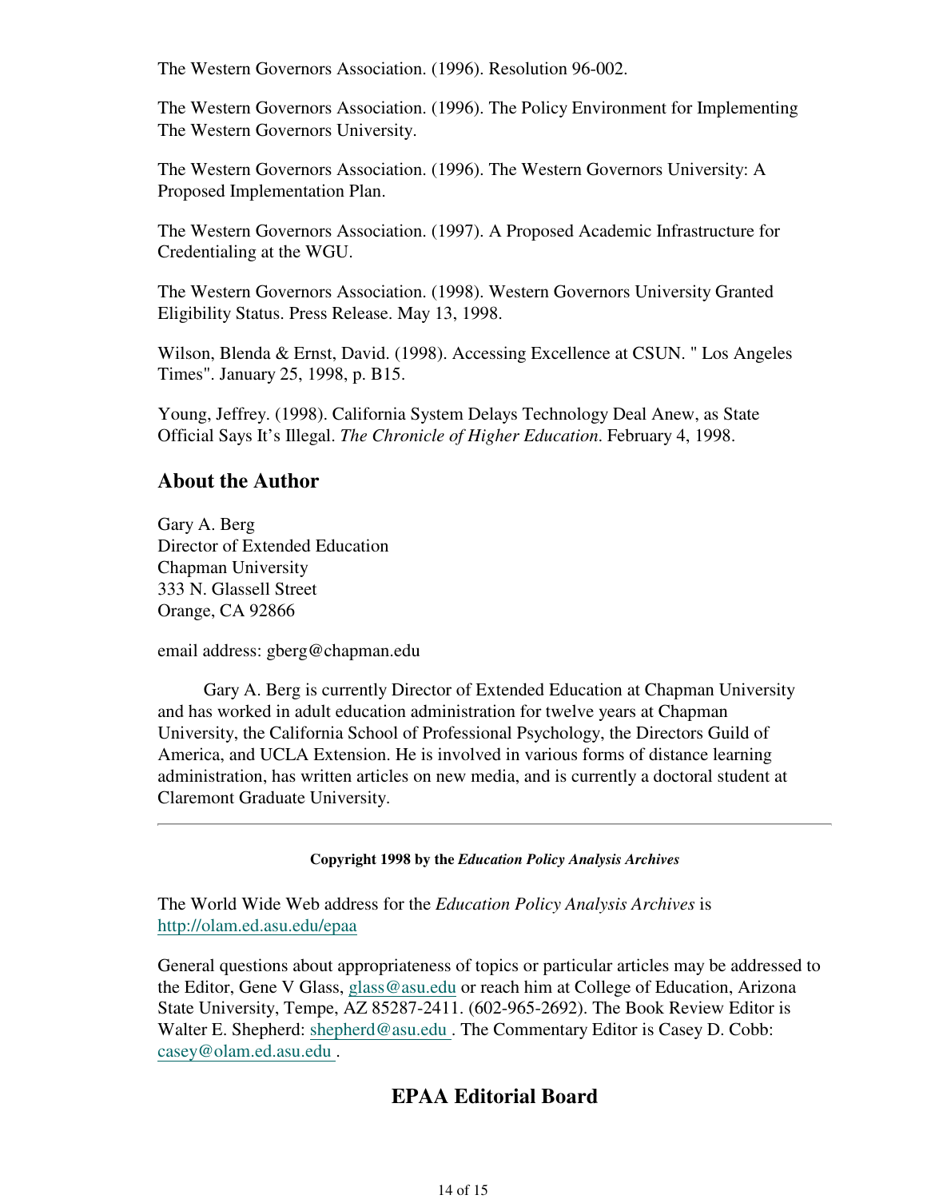The Western Governors Association. (1996). Resolution 96-002.

The Western Governors Association. (1996). The Policy Environment for Implementing The Western Governors University.

The Western Governors Association. (1996). The Western Governors University: A Proposed Implementation Plan.

The Western Governors Association. (1997). A Proposed Academic Infrastructure for Credentialing at the WGU.

The Western Governors Association. (1998). Western Governors University Granted Eligibility Status. Press Release. May 13, 1998.

Wilson, Blenda & Ernst, David. (1998). Accessing Excellence at CSUN. " Los Angeles Times". January 25, 1998, p. B15.

Young, Jeffrey. (1998). California System Delays Technology Deal Anew, as State Official Says It's Illegal. *The Chronicle of Higher Education*. February 4, 1998.

## About the Author

Gary A. Berg
Director of Extended Education
Chapman University
333 N. Glassell Street
Orange, CA 92866

email address: gberg@chapman.edu

Gary A. Berg is currently Director of Extended Education at Chapman University and has worked in adult education administration for twelve years at Chapman University, the California School of Professional Psychology, the Directors Guild of America, and UCLA Extension. He is involved in various forms of distance learning administration, has written articles on new media, and is currently a doctoral student at Claremont Graduate University.

---

**Copyright 1998 by the *Education Policy Analysis Archives***

The World Wide Web address for the *Education Policy Analysis Archives* is http://olam.ed.asu.edu/epaa

General questions about appropriateness of topics or particular articles may be addressed to the Editor, Gene V Glass, glass@asu.edu or reach him at College of Education, Arizona State University, Tempe, AZ 85287-2411. (602-965-2692). The Book Review Editor is Walter E. Shepherd: shepherd@asu.edu . The Commentary Editor is Casey D. Cobb: casey@olam.ed.asu.edu .

## EPAA Editorial Board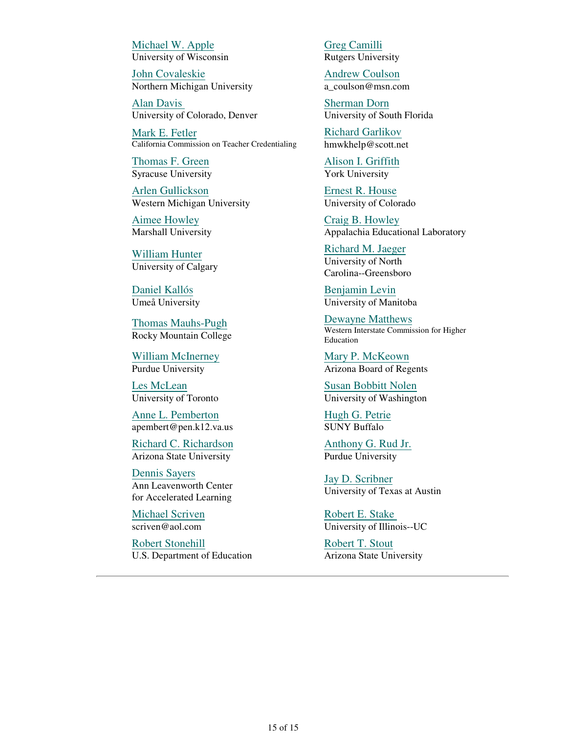Michael W. Apple
University of Wisconsin

Greg Camilli
Rutgers University

John Covaleskie
Northern Michigan University

Andrew Coulson
a_coulson@msn.com

Alan Davis
University of Colorado, Denver

Sherman Dorn
University of South Florida

Mark E. Fetler
California Commission on Teacher Credentialing

Richard Garlikov
hmwkhelp@scott.net

Thomas F. Green
Syracuse University

Alison I. Griffith
York University

Arlen Gullickson
Western Michigan University

Ernest R. House
University of Colorado

Aimee Howley
Marshall University

Craig B. Howley
Appalachia Educational Laboratory

William Hunter
University of Calgary

Richard M. Jaeger
University of North Carolina--Greensboro

Daniel Kallós
Umeå University

Benjamin Levin
University of Manitoba

Thomas Mauhs-Pugh
Rocky Mountain College

Dewayne Matthews
Western Interstate Commission for Higher Education

William McInerney
Purdue University

Mary P. McKeown
Arizona Board of Regents

Les McLean
University of Toronto

Susan Bobbitt Nolen
University of Washington

Anne L. Pemberton
apembert@pen.k12.va.us

Hugh G. Petrie
SUNY Buffalo

Richard C. Richardson
Arizona State University

Anthony G. Rud Jr.
Purdue University

Dennis Sayers
Ann Leavenworth Center for Accelerated Learning

Jay D. Scribner
University of Texas at Austin

Michael Scriven
scriven@aol.com

Robert E. Stake
University of Illinois--UC

Robert Stonehill
U.S. Department of Education

Robert T. Stout
Arizona State University